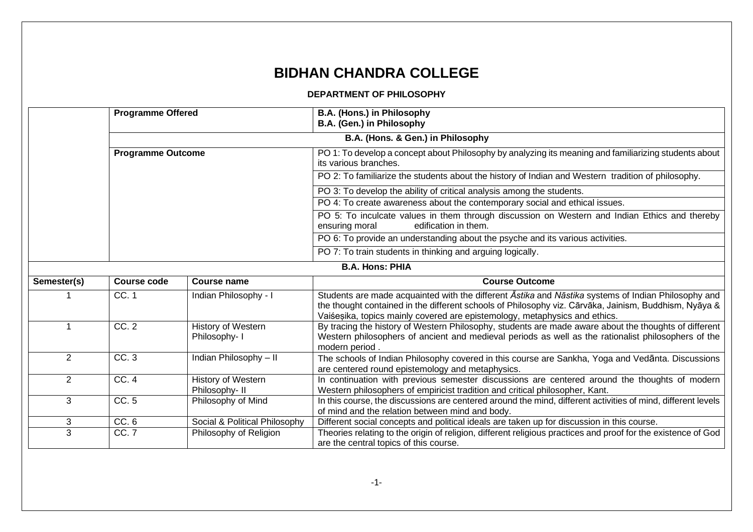# BIDHAN CHANDRA COLLEGE

### DEPARTMENT OF PHILOSOPHY

| | **Programme Offered** | | **B.A. (Hons.) in Philosophy**<br>**B.A. (Gen.) in Philosophy** |
|---|---|---|---|
| | **B.A. (Hons. & Gen.) in Philosophy** | | |
| | **Programme Outcome** | | PO 1: To develop a concept about Philosophy by analyzing its meaning and familiarizing students about its various branches. |
| | | | PO 2: To familiarize the students about the history of Indian and Western tradition of philosophy. |
| | | | PO 3: To develop the ability of critical analysis among the students. |
| | | | PO 4: To create awareness about the contemporary social and ethical issues. |
| | | | PO 5: To inculcate values in them through discussion on Western and Indian Ethics and thereby ensuring moral edification in them. |
| | | | PO 6: To provide an understanding about the psyche and its various activities. |
| | | | PO 7: To train students in thinking and arguing logically. |
| **B.A. Hons: PHIA** | | | |
| **Semester(s)** | **Course code** | **Course name** | **Course Outcome** |
| 1 | CC. 1 | Indian Philosophy - I | Students are made acquainted with the different *Āstika* and *Nāstika* systems of Indian Philosophy and the thought contained in the different schools of Philosophy viz. Cārvāka, Jainism, Buddhism, Nyāya & Vaiśeṣika, topics mainly covered are epistemology, metaphysics and ethics. |
| 1 | CC. 2 | History of Western Philosophy- I | By tracing the history of Western Philosophy, students are made aware about the thoughts of different Western philosophers of ancient and medieval periods as well as the rationalist philosophers of the modern period . |
| 2 | CC. 3 | Indian Philosophy – II | The schools of Indian Philosophy covered in this course are Sankha, Yoga and Vedānta. Discussions are centered round epistemology and metaphysics. |
| 2 | CC. 4 | History of Western Philosophy- II | In continuation with previous semester discussions are centered around the thoughts of modern Western philosophers of empiricist tradition and critical philosopher, Kant. |
| 3 | CC. 5 | Philosophy of Mind | In this course, the discussions are centered around the mind, different activities of mind, different levels of mind and the relation between mind and body. |
| 3 | CC. 6 | Social & Political Philosophy | Different social concepts and political ideals are taken up for discussion in this course. |
| 3 | CC. 7 | Philosophy of Religion | Theories relating to the origin of religion, different religious practices and proof for the existence of God are the central topics of this course. |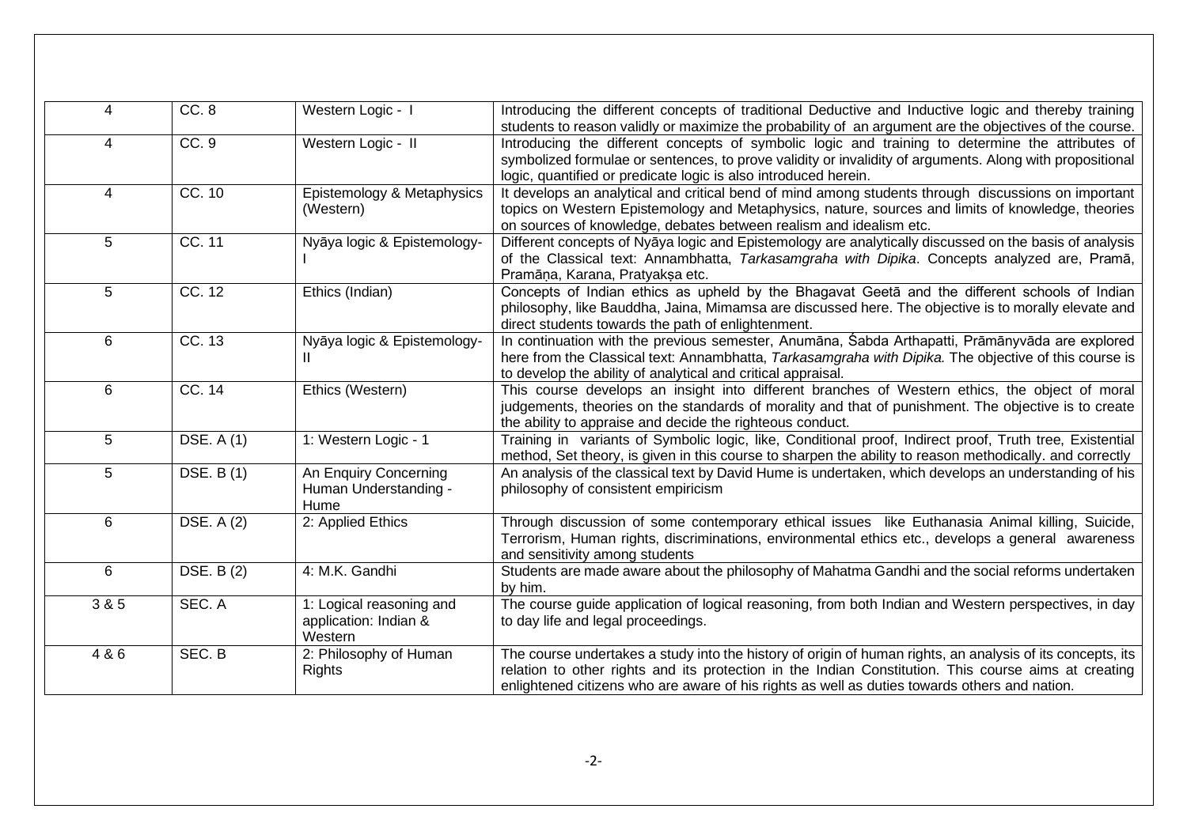| 4 | CC. 8 | Western Logic - I | Introducing the different concepts of traditional Deductive and Inductive logic and thereby training students to reason validly or maximize the probability of an argument are the objectives of the course. |
|---|---|---|---|
| 4 | CC. 9 | Western Logic - II | Introducing the different concepts of symbolic logic and training to determine the attributes of symbolized formulae or sentences, to prove validity or invalidity of arguments. Along with propositional logic, quantified or predicate logic is also introduced herein. |
| 4 | CC. 10 | Epistemology & Metaphysics (Western) | It develops an analytical and critical bend of mind among students through discussions on important topics on Western Epistemology and Metaphysics, nature, sources and limits of knowledge, theories on sources of knowledge, debates between realism and idealism etc. |
| 5 | CC. 11 | Nyāya logic & Epistemology-I | Different concepts of Nyāya logic and Epistemology are analytically discussed on the basis of analysis of the Classical text: Annambhatta, *Tarkasamgraha with Dipika*. Concepts analyzed are, Pramā, Pramāṇa, Karana, Pratyakṣa etc. |
| 5 | CC. 12 | Ethics (Indian) | Concepts of Indian ethics as upheld by the Bhagavat Geetā and the different schools of Indian philosophy, like Bauddha, Jaina, Mimamsa are discussed here. The objective is to morally elevate and direct students towards the path of enlightenment. |
| 6 | CC. 13 | Nyāya logic & Epistemology-II | In continuation with the previous semester, Anumāna, Śabda Arthapatti, Prāmānyvāda are explored here from the Classical text: Annambhatta, *Tarkasamgraha with Dipika.* The objective of this course is to develop the ability of analytical and critical appraisal. |
| 6 | CC. 14 | Ethics (Western) | This course develops an insight into different branches of Western ethics, the object of moral judgements, theories on the standards of morality and that of punishment. The objective is to create the ability to appraise and decide the righteous conduct. |
| 5 | DSE. A (1) | 1: Western Logic - 1 | Training in variants of Symbolic logic, like, Conditional proof, Indirect proof, Truth tree, Existential method, Set theory, is given in this course to sharpen the ability to reason methodically. and correctly |
| 5 | DSE. B (1) | An Enquiry Concerning Human Understanding - Hume | An analysis of the classical text by David Hume is undertaken, which develops an understanding of his philosophy of consistent empiricism |
| 6 | DSE. A (2) | 2: Applied Ethics | Through discussion of some contemporary ethical issues like Euthanasia Animal killing, Suicide, Terrorism, Human rights, discriminations, environmental ethics etc., develops a general awareness and sensitivity among students |
| 6 | DSE. B (2) | 4: M.K. Gandhi | Students are made aware about the philosophy of Mahatma Gandhi and the social reforms undertaken by him. |
| 3 & 5 | SEC. A | 1: Logical reasoning and application: Indian & Western | The course guide application of logical reasoning, from both Indian and Western perspectives, in day to day life and legal proceedings. |
| 4 & 6 | SEC. B | 2: Philosophy of Human Rights | The course undertakes a study into the history of origin of human rights, an analysis of its concepts, its relation to other rights and its protection in the Indian Constitution. This course aims at creating enlightened citizens who are aware of his rights as well as duties towards others and nation. |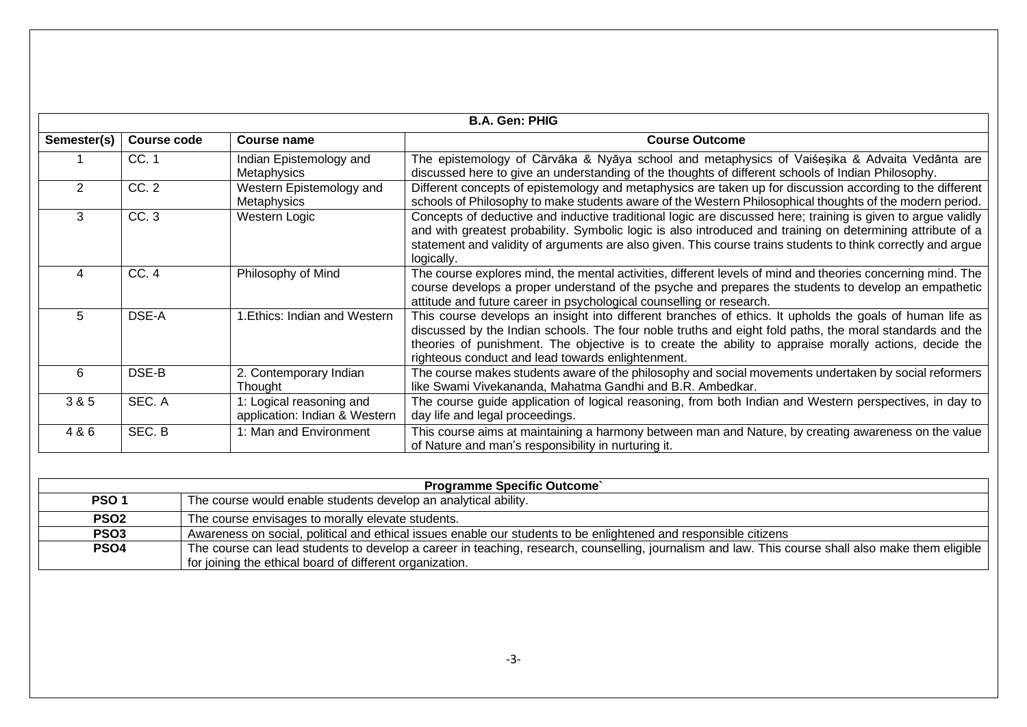| B.A. Gen: PHIG | | | |
|---|---|---|---|
| **Semester(s)** | **Course code** | **Course name** | **Course Outcome** |
| 1 | CC. 1 | Indian Epistemology and Metaphysics | The epistemology of Cārvāka & Nyāya school and metaphysics of Vaiśeṣika & Advaita Vedānta are discussed here to give an understanding of the thoughts of different schools of Indian Philosophy. |
| 2 | CC. 2 | Western Epistemology and Metaphysics | Different concepts of epistemology and metaphysics are taken up for discussion according to the different schools of Philosophy to make students aware of the Western Philosophical thoughts of the modern period. |
| 3 | CC. 3 | Western Logic | Concepts of deductive and inductive traditional logic are discussed here; training is given to argue validly and with greatest probability. Symbolic logic is also introduced and training on determining attribute of a statement and validity of arguments are also given. This course trains students to think correctly and argue logically. |
| 4 | CC. 4 | Philosophy of Mind | The course explores mind, the mental activities, different levels of mind and theories concerning mind. The course develops a proper understand of the psyche and prepares the students to develop an empathetic attitude and future career in psychological counselling or research. |
| 5 | DSE-A | 1.Ethics: Indian and Western | This course develops an insight into different branches of ethics. It upholds the goals of human life as discussed by the Indian schools. The four noble truths and eight fold paths, the moral standards and the theories of punishment. The objective is to create the ability to appraise morally actions, decide the righteous conduct and lead towards enlightenment. |
| 6 | DSE-B | 2. Contemporary Indian Thought | The course makes students aware of the philosophy and social movements undertaken by social reformers like Swami Vivekananda, Mahatma Gandhi and B.R. Ambedkar. |
| 3 & 5 | SEC. A | 1: Logical reasoning and application: Indian & Western | The course guide application of logical reasoning, from both Indian and Western perspectives, in day to day life and legal proceedings. |
| 4 & 6 | SEC. B | 1: Man and Environment | This course aims at maintaining a harmony between man and Nature, by creating awareness on the value of Nature and man's responsibility in nurturing it. |

| Programme Specific Outcome` | |
|---|---|
| **PSO 1** | The course would enable students develop an analytical ability. |
| **PSO2** | The course envisages to morally elevate students. |
| **PSO3** | Awareness on social, political and ethical issues enable our students to be enlightened and responsible citizens |
| **PSO4** | The course can lead students to develop a career in teaching, research, counselling, journalism and law. This course shall also make them eligible for joining the ethical board of different organization. |